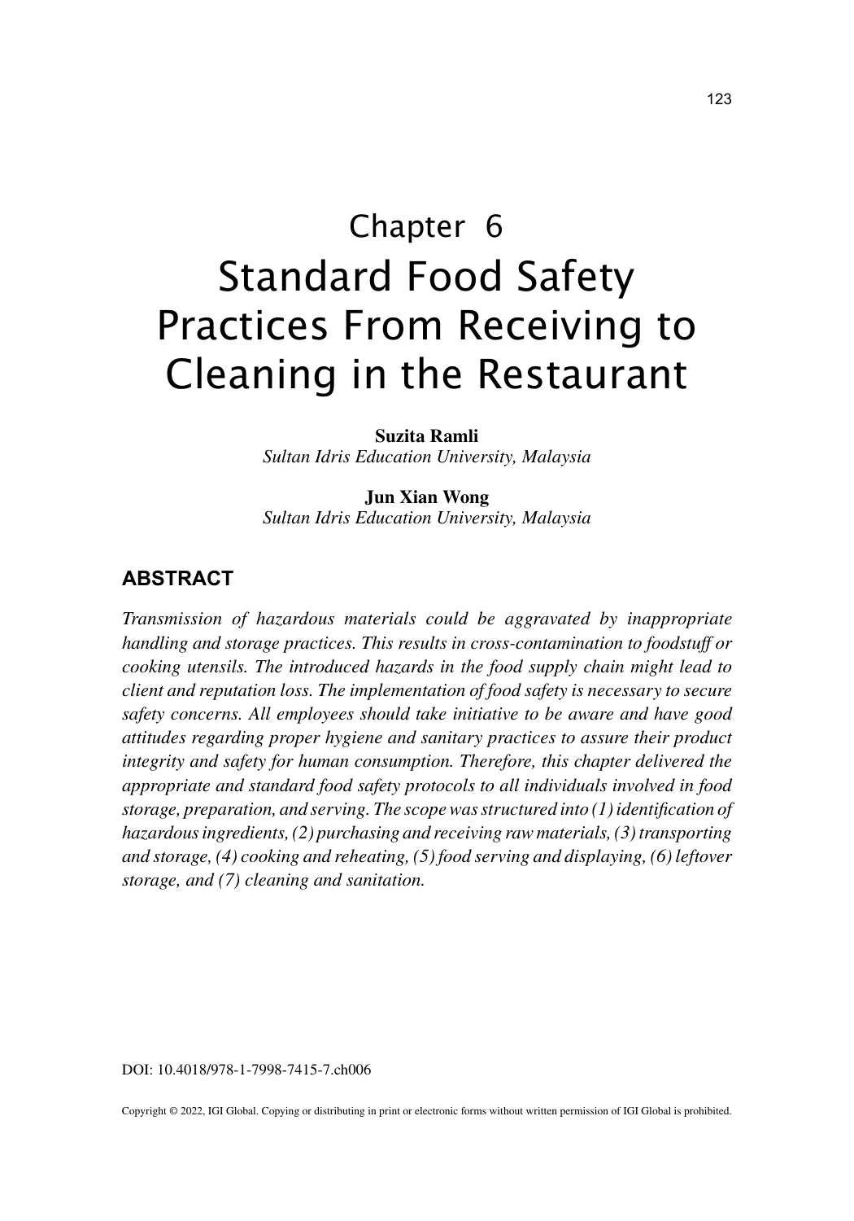# Chapter 6
# Standard Food Safety Practices From Receiving to Cleaning in the Restaurant

**Suzita Ramli**
*Sultan Idris Education University, Malaysia*

**Jun Xian Wong**
*Sultan Idris Education University, Malaysia*

## ABSTRACT

*Transmission of hazardous materials could be aggravated by inappropriate handling and storage practices. This results in cross-contamination to foodstuff or cooking utensils. The introduced hazards in the food supply chain might lead to client and reputation loss. The implementation of food safety is necessary to secure safety concerns. All employees should take initiative to be aware and have good attitudes regarding proper hygiene and sanitary practices to assure their product integrity and safety for human consumption. Therefore, this chapter delivered the appropriate and standard food safety protocols to all individuals involved in food storage, preparation, and serving. The scope was structured into (1) identification of hazardous ingredients, (2) purchasing and receiving raw materials, (3) transporting and storage, (4) cooking and reheating, (5) food serving and displaying, (6) leftover storage, and (7) cleaning and sanitation.*

DOI: 10.4018/978-1-7998-7415-7.ch006

Copyright © 2022, IGI Global. Copying or distributing in print or electronic forms without written permission of IGI Global is prohibited.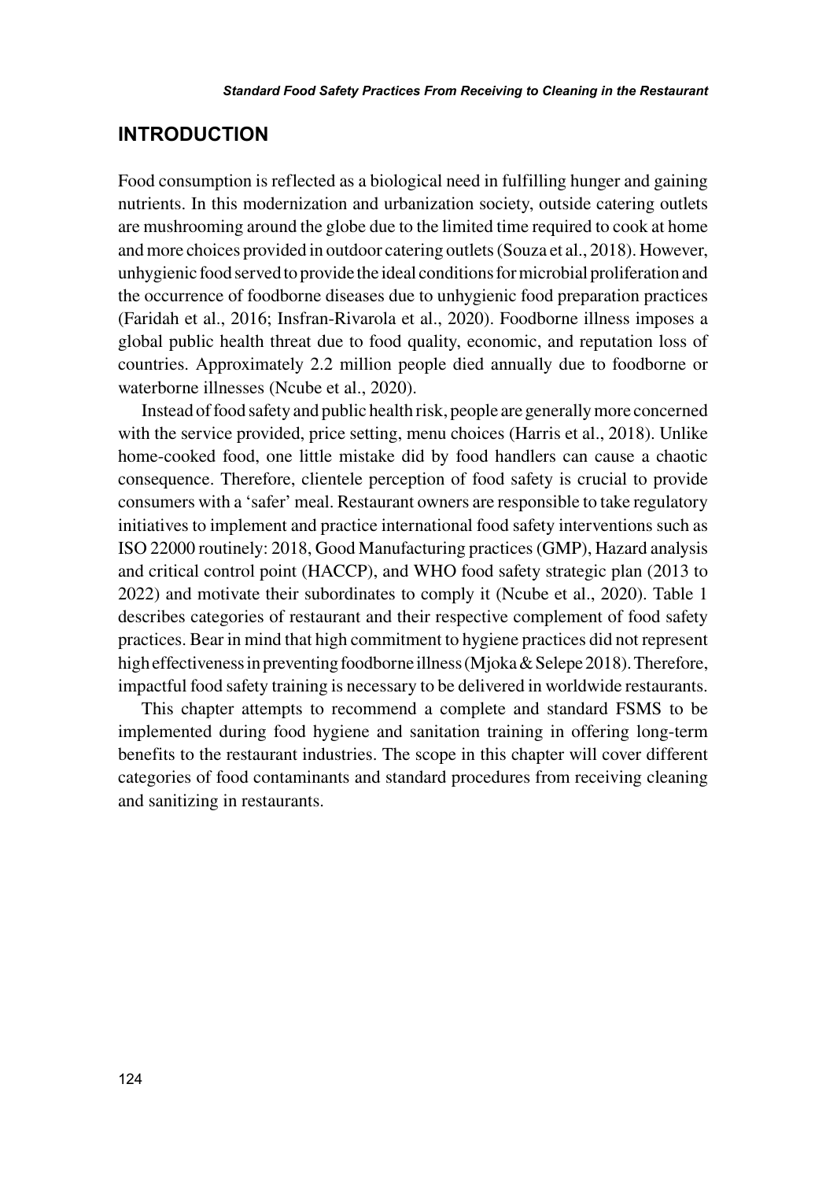## INTRODUCTION

Food consumption is reflected as a biological need in fulfilling hunger and gaining nutrients. In this modernization and urbanization society, outside catering outlets are mushrooming around the globe due to the limited time required to cook at home and more choices provided in outdoor catering outlets (Souza et al., 2018). However, unhygienic food served to provide the ideal conditions for microbial proliferation and the occurrence of foodborne diseases due to unhygienic food preparation practices (Faridah et al., 2016; Insfran-Rivarola et al., 2020). Foodborne illness imposes a global public health threat due to food quality, economic, and reputation loss of countries. Approximately 2.2 million people died annually due to foodborne or waterborne illnesses (Ncube et al., 2020).

Instead of food safety and public health risk, people are generally more concerned with the service provided, price setting, menu choices (Harris et al., 2018). Unlike home-cooked food, one little mistake did by food handlers can cause a chaotic consequence. Therefore, clientele perception of food safety is crucial to provide consumers with a 'safer' meal. Restaurant owners are responsible to take regulatory initiatives to implement and practice international food safety interventions such as ISO 22000 routinely: 2018, Good Manufacturing practices (GMP), Hazard analysis and critical control point (HACCP), and WHO food safety strategic plan (2013 to 2022) and motivate their subordinates to comply it (Ncube et al., 2020). Table 1 describes categories of restaurant and their respective complement of food safety practices. Bear in mind that high commitment to hygiene practices did not represent high effectiveness in preventing foodborne illness (Mjoka & Selepe 2018). Therefore, impactful food safety training is necessary to be delivered in worldwide restaurants.

This chapter attempts to recommend a complete and standard FSMS to be implemented during food hygiene and sanitation training in offering long-term benefits to the restaurant industries. The scope in this chapter will cover different categories of food contaminants and standard procedures from receiving cleaning and sanitizing in restaurants.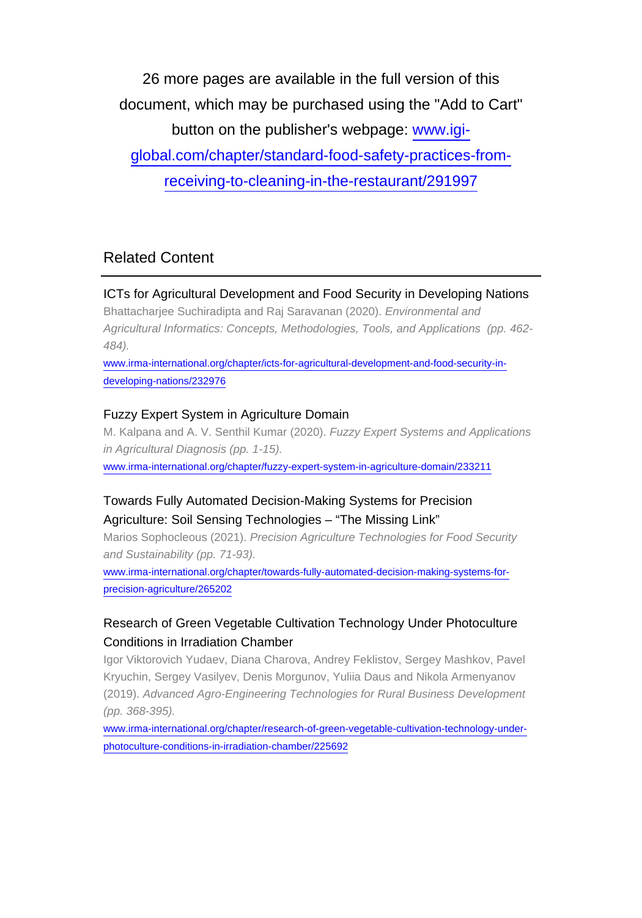26 more pages are available in the full version of this document, which may be purchased using the "Add to Cart" button on the publisher's webpage: [www.igi-global.com/chapter/standard-food-safety-practices-from-receiving-to-cleaning-in-the-restaurant/291997](www.igi-global.com/chapter/standard-food-safety-practices-from-receiving-to-cleaning-in-the-restaurant/291997)

## Related Content

### ICTs for Agricultural Development and Food Security in Developing Nations

Bhattacharjee Suchiradipta and Raj Saravanan (2020). *Environmental and Agricultural Informatics: Concepts, Methodologies, Tools, and Applications (pp. 462-484).*

[www.irma-international.org/chapter/icts-for-agricultural-development-and-food-security-in-developing-nations/232976](www.irma-international.org/chapter/icts-for-agricultural-development-and-food-security-in-developing-nations/232976)

### Fuzzy Expert System in Agriculture Domain

M. Kalpana and A. V. Senthil Kumar (2020). *Fuzzy Expert Systems and Applications in Agricultural Diagnosis (pp. 1-15).*

[www.irma-international.org/chapter/fuzzy-expert-system-in-agriculture-domain/233211](www.irma-international.org/chapter/fuzzy-expert-system-in-agriculture-domain/233211)

### Towards Fully Automated Decision-Making Systems for Precision Agriculture: Soil Sensing Technologies – "The Missing Link"

Marios Sophocleous (2021). *Precision Agriculture Technologies for Food Security and Sustainability (pp. 71-93).*

[www.irma-international.org/chapter/towards-fully-automated-decision-making-systems-for-precision-agriculture/265202](www.irma-international.org/chapter/towards-fully-automated-decision-making-systems-for-precision-agriculture/265202)

### Research of Green Vegetable Cultivation Technology Under Photoculture Conditions in Irradiation Chamber

Igor Viktorovich Yudaev, Diana Charova, Andrey Feklistov, Sergey Mashkov, Pavel Kryuchin, Sergey Vasilyev, Denis Morgunov, Yuliia Daus and Nikola Armenyanov (2019). *Advanced Agro-Engineering Technologies for Rural Business Development (pp. 368-395).*

[www.irma-international.org/chapter/research-of-green-vegetable-cultivation-technology-under-photoculture-conditions-in-irradiation-chamber/225692](www.irma-international.org/chapter/research-of-green-vegetable-cultivation-technology-under-photoculture-conditions-in-irradiation-chamber/225692)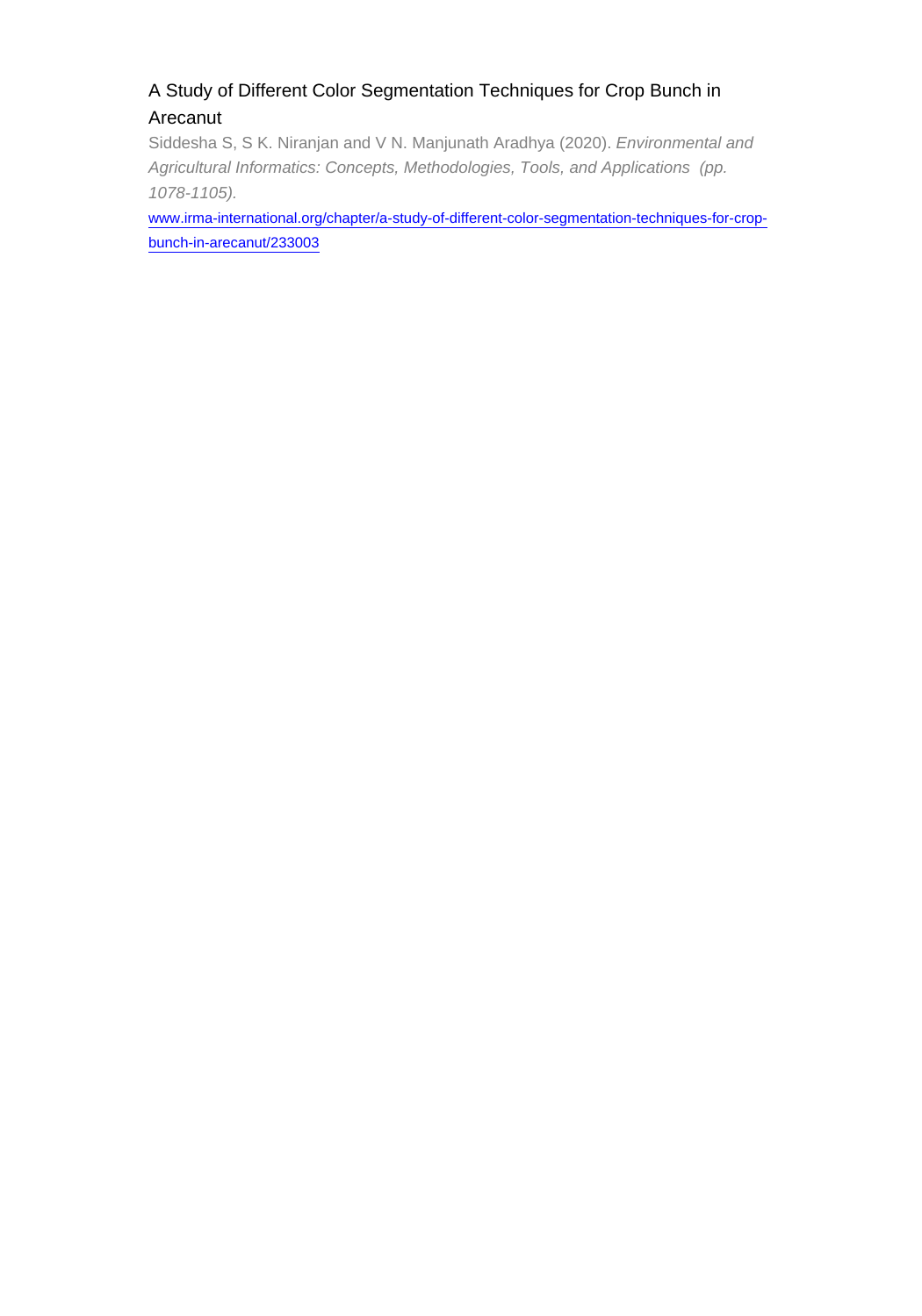A Study of Different Color Segmentation Techniques for Crop Bunch in Arecanut

Siddesha S, S K. Niranjan and V N. Manjunath Aradhya (2020). *Environmental and Agricultural Informatics: Concepts, Methodologies, Tools, and Applications (pp. 1078-1105).*

[www.irma-international.org/chapter/a-study-of-different-color-segmentation-techniques-for-crop-bunch-in-arecanut/233003](www.irma-international.org/chapter/a-study-of-different-color-segmentation-techniques-for-crop-bunch-in-arecanut/233003)